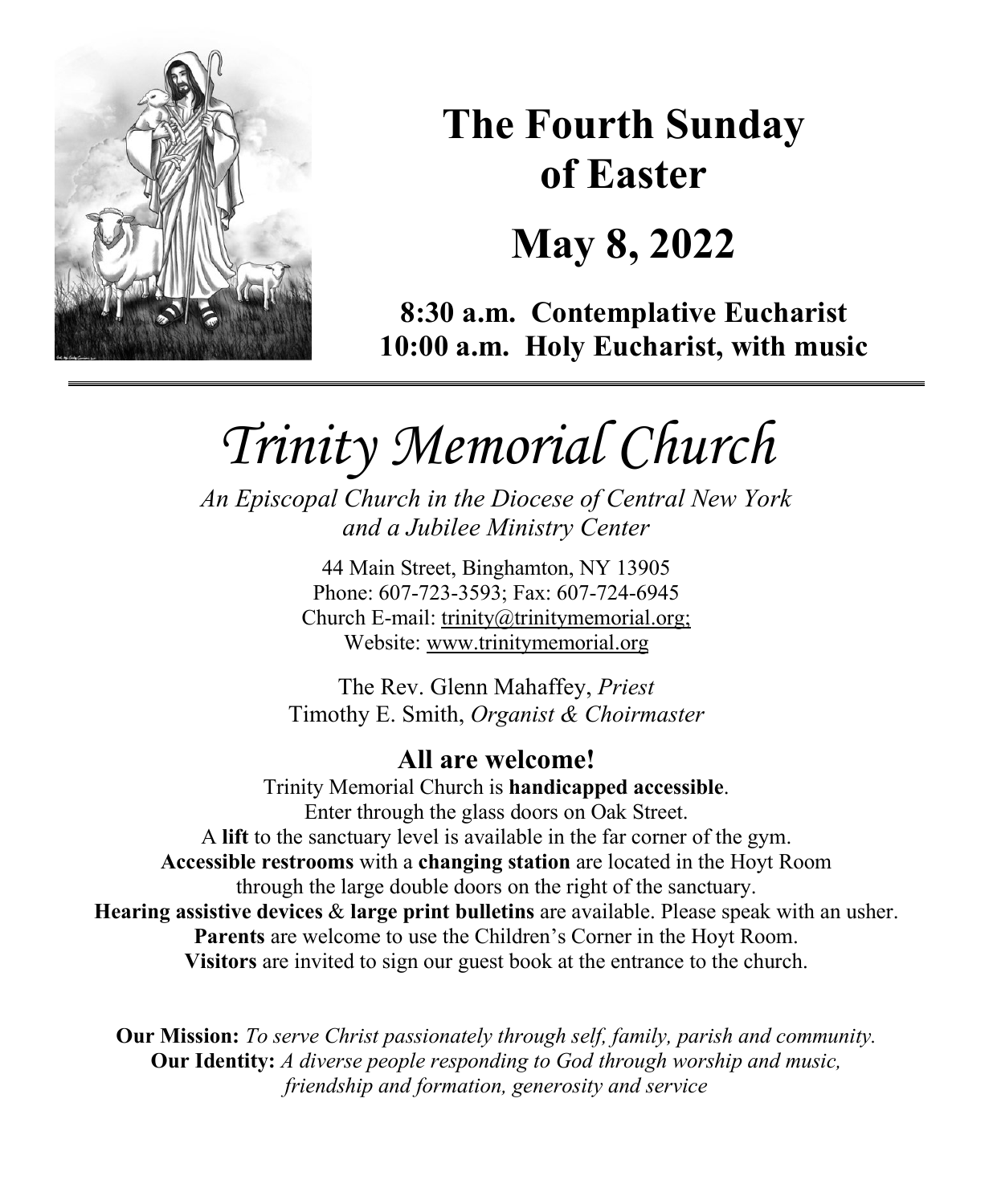# The Fourth Sunday of Easter

# May 8, 2022

**8:30 a.m. Contemplative Eucharist**
**10:00 a.m. Holy Eucharist, with music**

---

# *Trinity Memorial Church*

*An Episcopal Church in the Diocese of Central New York and a Jubilee Ministry Center*

44 Main Street, Binghamton, NY 13905
Phone: 607-723-3593; Fax: 607-724-6945
Church E-mail: trinity@trinitymemorial.org;
Website: www.trinitymemorial.org

The Rev. Glenn Mahaffey, *Priest*
Timothy E. Smith, *Organist & Choirmaster*

## All are welcome!

Trinity Memorial Church is **handicapped accessible**.
Enter through the glass doors on Oak Street.
A **lift** to the sanctuary level is available in the far corner of the gym.
**Accessible restrooms** with a **changing station** are located in the Hoyt Room through the large double doors on the right of the sanctuary.
**Hearing assistive devices** & **large print bulletins** are available. Please speak with an usher.
**Parents** are welcome to use the Children's Corner in the Hoyt Room.
**Visitors** are invited to sign our guest book at the entrance to the church.

**Our Mission:** *To serve Christ passionately through self, family, parish and community.*
**Our Identity:** *A diverse people responding to God through worship and music, friendship and formation, generosity and service*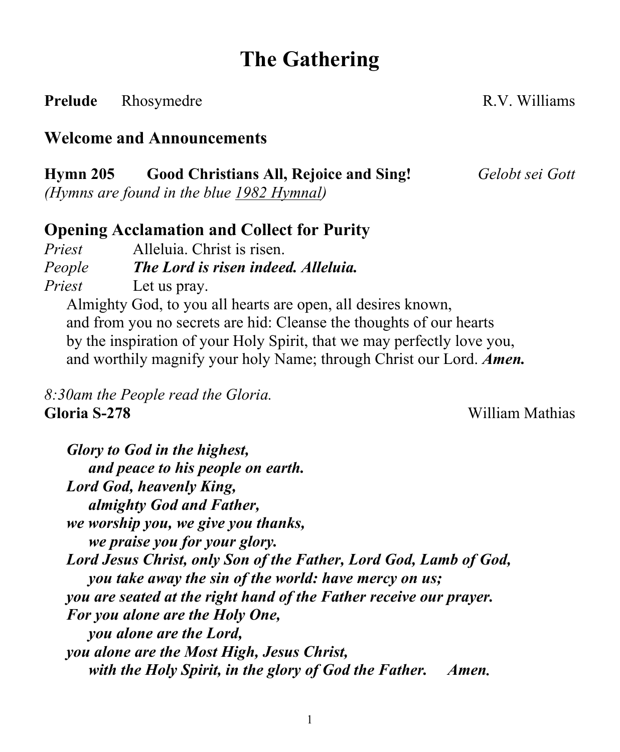# The Gathering

**Prelude** Rhosymedre R.V. Williams

**Welcome and Announcements**

**Hymn 205 Good Christians All, Rejoice and Sing!** *Gelobt sei Gott*
*(Hymns are found in the blue 1982 Hymnal)*

**Opening Acclamation and Collect for Purity**

*Priest* Alleluia. Christ is risen.
*People* ***The Lord is risen indeed. Alleluia.***
*Priest* Let us pray.

Almighty God, to you all hearts are open, all desires known,
and from you no secrets are hid: Cleanse the thoughts of our hearts
by the inspiration of your Holy Spirit, that we may perfectly love you,
and worthily magnify your holy Name; through Christ our Lord. ***Amen.***

*8:30am the People read the Gloria.*

**Gloria S-278** William Mathias

***Glory to God in the highest,***
***and peace to his people on earth.***
***Lord God, heavenly King,***
***almighty God and Father,***
***we worship you, we give you thanks,***
***we praise you for your glory.***
***Lord Jesus Christ, only Son of the Father, Lord God, Lamb of God,***
***you take away the sin of the world: have mercy on us;***
***you are seated at the right hand of the Father receive our prayer.***
***For you alone are the Holy One,***
***you alone are the Lord,***
***you alone are the Most High, Jesus Christ,***
***with the Holy Spirit, in the glory of God the Father. Amen.***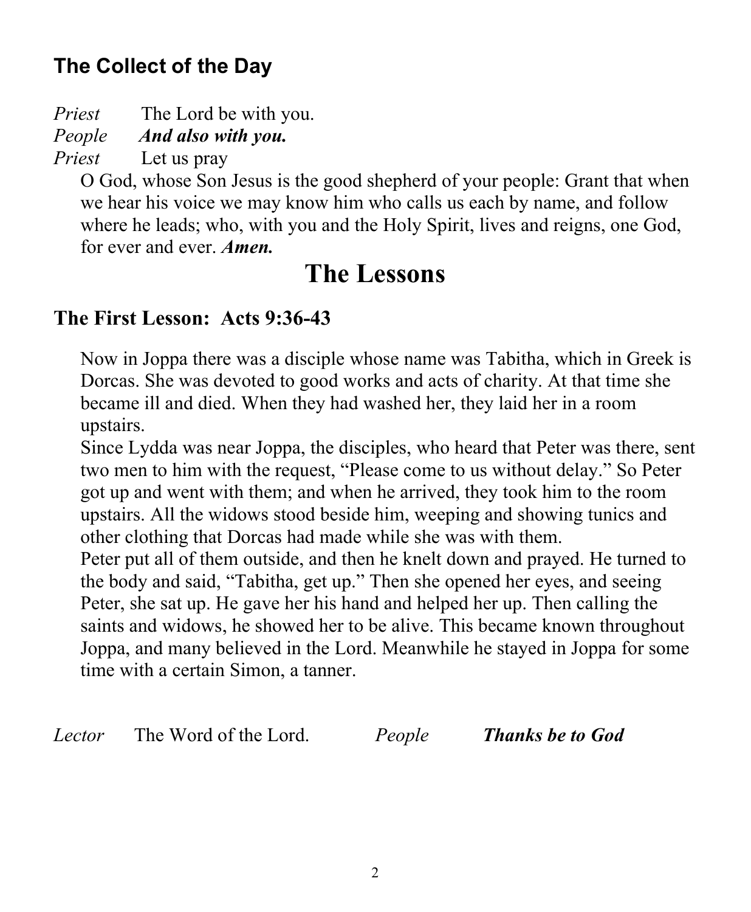### The Collect of the Day

*Priest* The Lord be with you.
*People* ***And also with you.***
*Priest* Let us pray

O God, whose Son Jesus is the good shepherd of your people: Grant that when we hear his voice we may know him who calls us each by name, and follow where he leads; who, with you and the Holy Spirit, lives and reigns, one God, for ever and ever. ***Amen.***

# The Lessons

## The First Lesson: Acts 9:36-43

Now in Joppa there was a disciple whose name was Tabitha, which in Greek is Dorcas. She was devoted to good works and acts of charity. At that time she became ill and died. When they had washed her, they laid her in a room upstairs.

Since Lydda was near Joppa, the disciples, who heard that Peter was there, sent two men to him with the request, "Please come to us without delay." So Peter got up and went with them; and when he arrived, they took him to the room upstairs. All the widows stood beside him, weeping and showing tunics and other clothing that Dorcas had made while she was with them.

Peter put all of them outside, and then he knelt down and prayed. He turned to the body and said, "Tabitha, get up." Then she opened her eyes, and seeing Peter, she sat up. He gave her his hand and helped her up. Then calling the saints and widows, he showed her to be alive. This became known throughout Joppa, and many believed in the Lord. Meanwhile he stayed in Joppa for some time with a certain Simon, a tanner.

*Lector* The Word of the Lord. *People* ***Thanks be to God***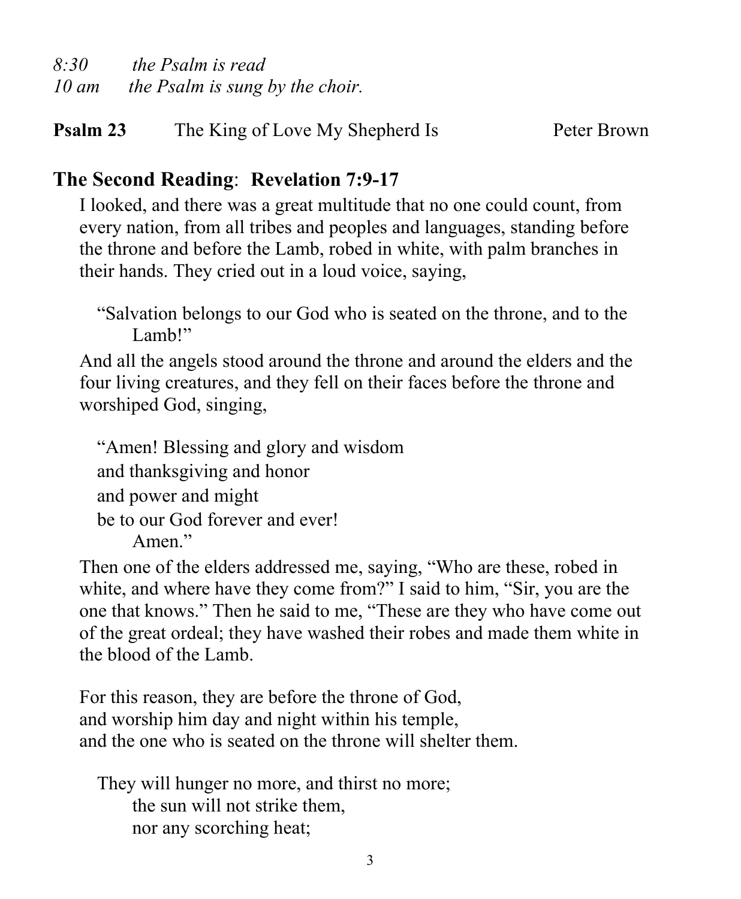*8:30 the Psalm is read*
*10 am the Psalm is sung by the choir.*

**Psalm 23** The King of Love My Shepherd Is Peter Brown

## The Second Reading: Revelation 7:9-17

I looked, and there was a great multitude that no one could count, from every nation, from all tribes and peoples and languages, standing before the throne and before the Lamb, robed in white, with palm branches in their hands. They cried out in a loud voice, saying,

> "Salvation belongs to our God who is seated on the throne, and to the Lamb!"

And all the angels stood around the throne and around the elders and the four living creatures, and they fell on their faces before the throne and worshiped God, singing,

> "Amen! Blessing and glory and wisdom
> and thanksgiving and honor
> and power and might
> be to our God forever and ever!
> Amen."

Then one of the elders addressed me, saying, "Who are these, robed in white, and where have they come from?" I said to him, "Sir, you are the one that knows." Then he said to me, "These are they who have come out of the great ordeal; they have washed their robes and made them white in the blood of the Lamb.

For this reason, they are before the throne of God,
and worship him day and night within his temple,
and the one who is seated on the throne will shelter them.

> They will hunger no more, and thirst no more;
> the sun will not strike them,
> nor any scorching heat;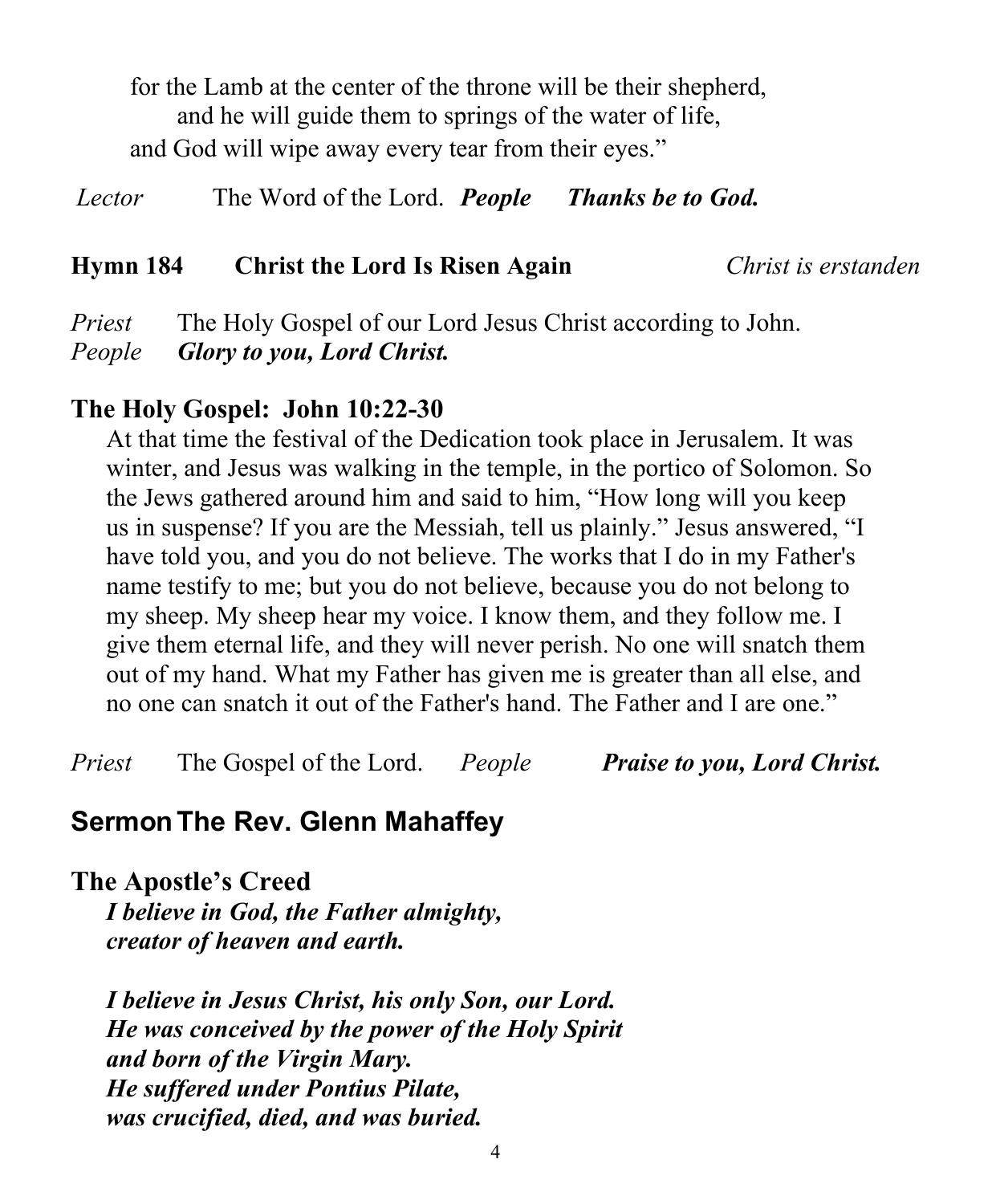for the Lamb at the center of the throne will be their shepherd,
    and he will guide them to springs of the water of life,
and God will wipe away every tear from their eyes."

*Lector* The Word of the Lord. ***People*** ***Thanks be to God.***

**Hymn 184 Christ the Lord Is Risen Again** *Christ is erstanden*

*Priest* The Holy Gospel of our Lord Jesus Christ according to John.
*People* ***Glory to you, Lord Christ.***

**The Holy Gospel: John 10:22-30**

At that time the festival of the Dedication took place in Jerusalem. It was winter, and Jesus was walking in the temple, in the portico of Solomon. So the Jews gathered around him and said to him, "How long will you keep us in suspense? If you are the Messiah, tell us plainly." Jesus answered, "I have told you, and you do not believe. The works that I do in my Father's name testify to me; but you do not believe, because you do not belong to my sheep. My sheep hear my voice. I know them, and they follow me. I give them eternal life, and they will never perish. No one will snatch them out of my hand. What my Father has given me is greater than all else, and no one can snatch it out of the Father's hand. The Father and I are one."

*Priest* The Gospel of the Lord. *People* ***Praise to you, Lord Christ.***

## Sermon The Rev. Glenn Mahaffey

**The Apostle's Creed**

***I believe in God, the Father almighty,***
***creator of heaven and earth.***

***I believe in Jesus Christ, his only Son, our Lord.***
***He was conceived by the power of the Holy Spirit***
***and born of the Virgin Mary.***
***He suffered under Pontius Pilate,***
***was crucified, died, and was buried.***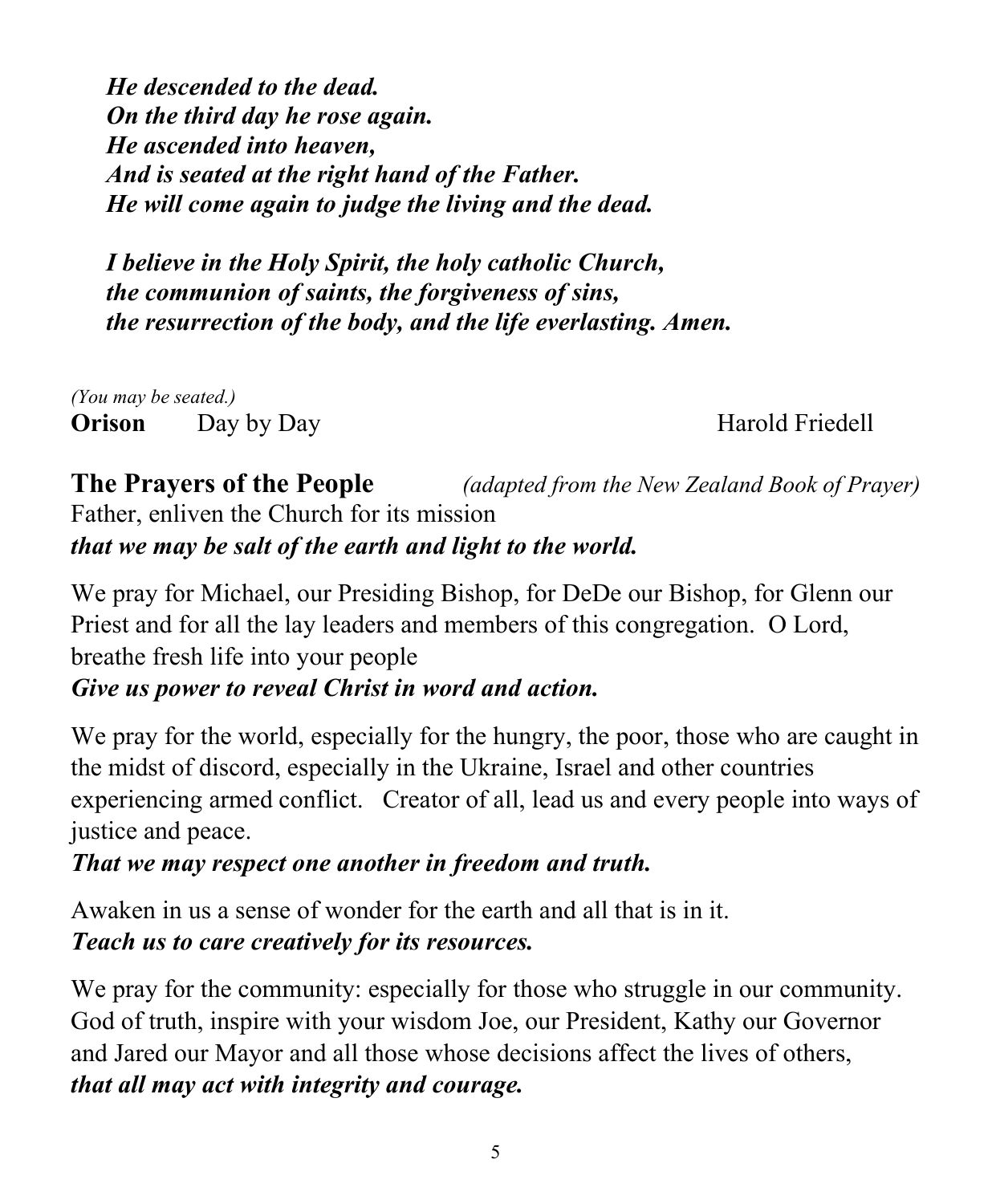***He descended to the dead.***
***On the third day he rose again.***
***He ascended into heaven,***
***And is seated at the right hand of the Father.***
***He will come again to judge the living and the dead.***

***I believe in the Holy Spirit, the holy catholic Church,***
***the communion of saints, the forgiveness of sins,***
***the resurrection of the body, and the life everlasting. Amen.***

*(You may be seated.)*

**Orison** Day by Day Harold Friedell

## The Prayers of the People *(adapted from the New Zealand Book of Prayer)*

Father, enliven the Church for its mission
***that we may be salt of the earth and light to the world.***

We pray for Michael, our Presiding Bishop, for DeDe our Bishop, for Glenn our Priest and for all the lay leaders and members of this congregation. O Lord, breathe fresh life into your people
***Give us power to reveal Christ in word and action.***

We pray for the world, especially for the hungry, the poor, those who are caught in the midst of discord, especially in the Ukraine, Israel and other countries experiencing armed conflict. Creator of all, lead us and every people into ways of justice and peace.
***That we may respect one another in freedom and truth.***

Awaken in us a sense of wonder for the earth and all that is in it.
***Teach us to care creatively for its resources.***

We pray for the community: especially for those who struggle in our community. God of truth, inspire with your wisdom Joe, our President, Kathy our Governor and Jared our Mayor and all those whose decisions affect the lives of others,
***that all may act with integrity and courage.***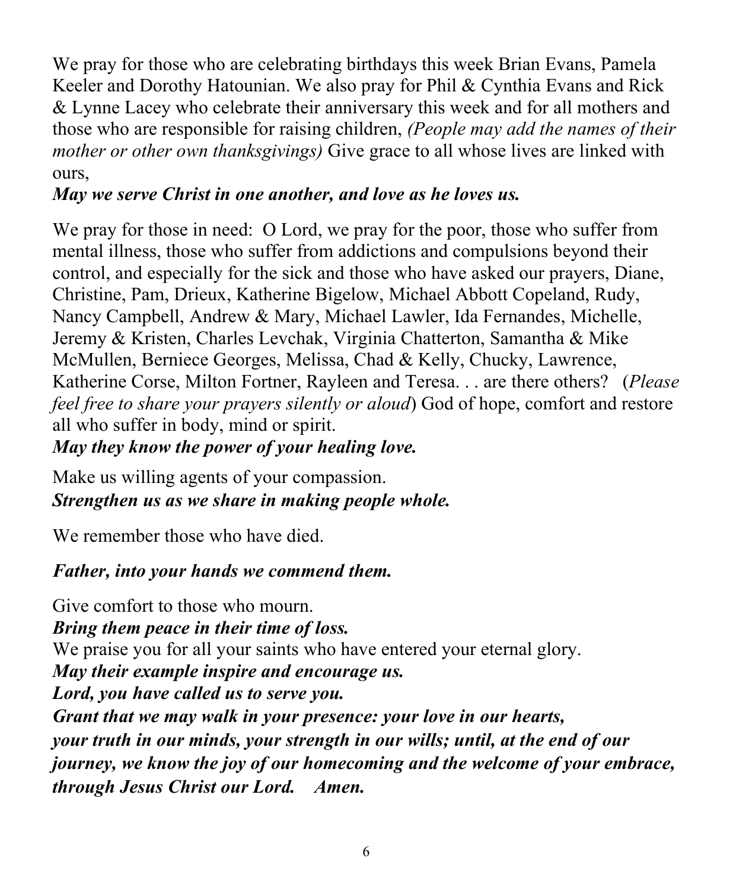We pray for those who are celebrating birthdays this week Brian Evans, Pamela Keeler and Dorothy Hatounian. We also pray for Phil & Cynthia Evans and Rick & Lynne Lacey who celebrate their anniversary this week and for all mothers and those who are responsible for raising children, *(People may add the names of their mother or other own thanksgivings)* Give grace to all whose lives are linked with ours,

***May we serve Christ in one another, and love as he loves us.***

We pray for those in need: O Lord, we pray for the poor, those who suffer from mental illness, those who suffer from addictions and compulsions beyond their control, and especially for the sick and those who have asked our prayers, Diane, Christine, Pam, Drieux, Katherine Bigelow, Michael Abbott Copeland, Rudy, Nancy Campbell, Andrew & Mary, Michael Lawler, Ida Fernandes, Michelle, Jeremy & Kristen, Charles Levchak, Virginia Chatterton, Samantha & Mike McMullen, Berniece Georges, Melissa, Chad & Kelly, Chucky, Lawrence, Katherine Corse, Milton Fortner, Rayleen and Teresa. . . are there others? (*Please feel free to share your prayers silently or aloud*) God of hope, comfort and restore all who suffer in body, mind or spirit.

***May they know the power of your healing love.***

Make us willing agents of your compassion.

***Strengthen us as we share in making people whole.***

We remember those who have died.

***Father, into your hands we commend them.***

Give comfort to those who mourn.

***Bring them peace in their time of loss.***

We praise you for all your saints who have entered your eternal glory.

***May their example inspire and encourage us.***

***Lord, you have called us to serve you.***

***Grant that we may walk in your presence: your love in our hearts, your truth in our minds, your strength in our wills; until, at the end of our journey, we know the joy of our homecoming and the welcome of your embrace, through Jesus Christ our Lord. Amen.***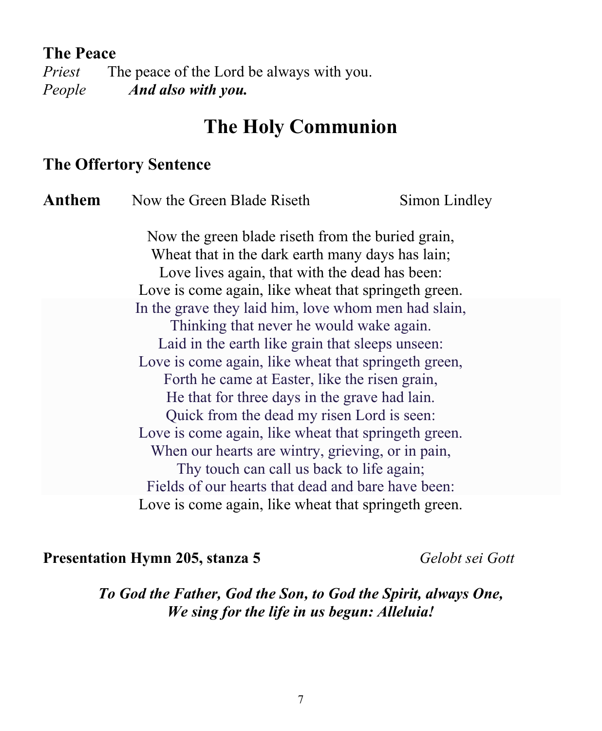**The Peace**

*Priest* The peace of the Lord be always with you.
*People* ***And also with you.***

# The Holy Communion

**The Offertory Sentence**

**Anthem** Now the Green Blade Riseth Simon Lindley

Now the green blade riseth from the buried grain,
Wheat that in the dark earth many days has lain;
Love lives again, that with the dead has been:
Love is come again, like wheat that springeth green.
In the grave they laid him, love whom men had slain,
Thinking that never he would wake again.
Laid in the earth like grain that sleeps unseen:
Love is come again, like wheat that springeth green,
Forth he came at Easter, like the risen grain,
He that for three days in the grave had lain.
Quick from the dead my risen Lord is seen:
Love is come again, like wheat that springeth green.
When our hearts are wintry, grieving, or in pain,
Thy touch can call us back to life again;
Fields of our hearts that dead and bare have been:
Love is come again, like wheat that springeth green.

**Presentation Hymn 205, stanza 5** *Gelobt sei Gott*

***To God the Father, God the Son, to God the Spirit, always One,***
***We sing for the life in us begun: Alleluia!***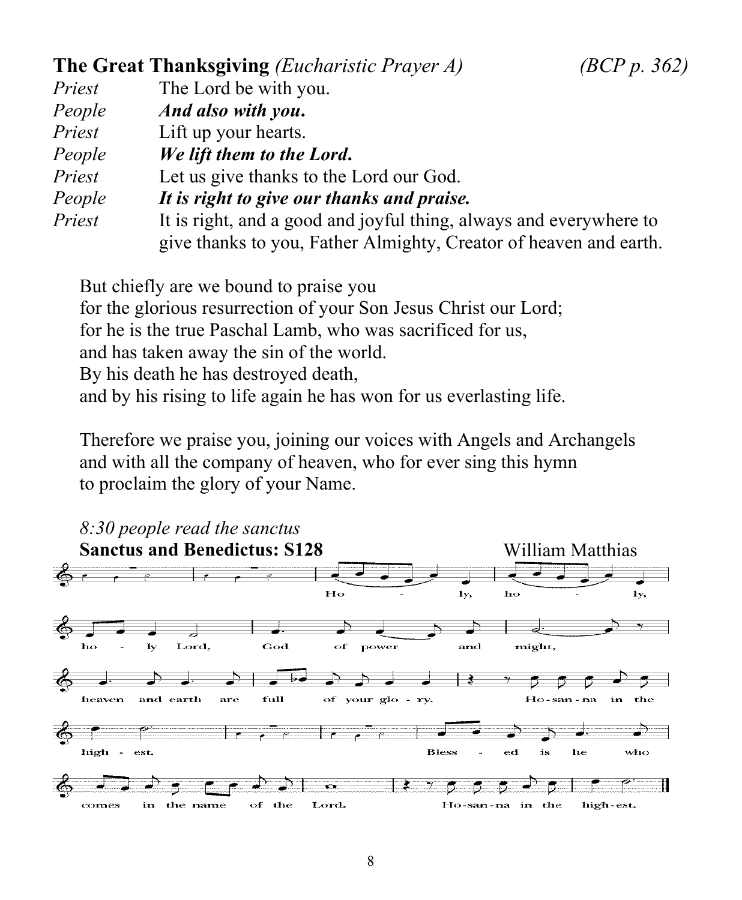**The Great Thanksgiving** *(Eucharistic Prayer A)* *(BCP p. 362)*

*Priest* The Lord be with you.
*People* ***And also with you.***
*Priest* Lift up your hearts.
*People* ***We lift them to the Lord.***
*Priest* Let us give thanks to the Lord our God.
*People* ***It is right to give our thanks and praise.***
*Priest* It is right, and a good and joyful thing, always and everywhere to give thanks to you, Father Almighty, Creator of heaven and earth.

But chiefly are we bound to praise you
for the glorious resurrection of your Son Jesus Christ our Lord;
for he is the true Paschal Lamb, who was sacrificed for us,
and has taken away the sin of the world.
By his death he has destroyed death,
and by his rising to life again he has won for us everlasting life.

Therefore we praise you, joining our voices with Angels and Archangels
and with all the company of heaven, who for ever sing this hymn
to proclaim the glory of your Name.

*8:30 people read the sanctus*

**Sanctus and Benedictus: S128** William Matthias

Holy, holy, holy Lord, God of power and might, heaven and earth are full of your glory. Hosanna in the highest. Blessed is he who comes in the name of the Lord. Hosanna in the highest.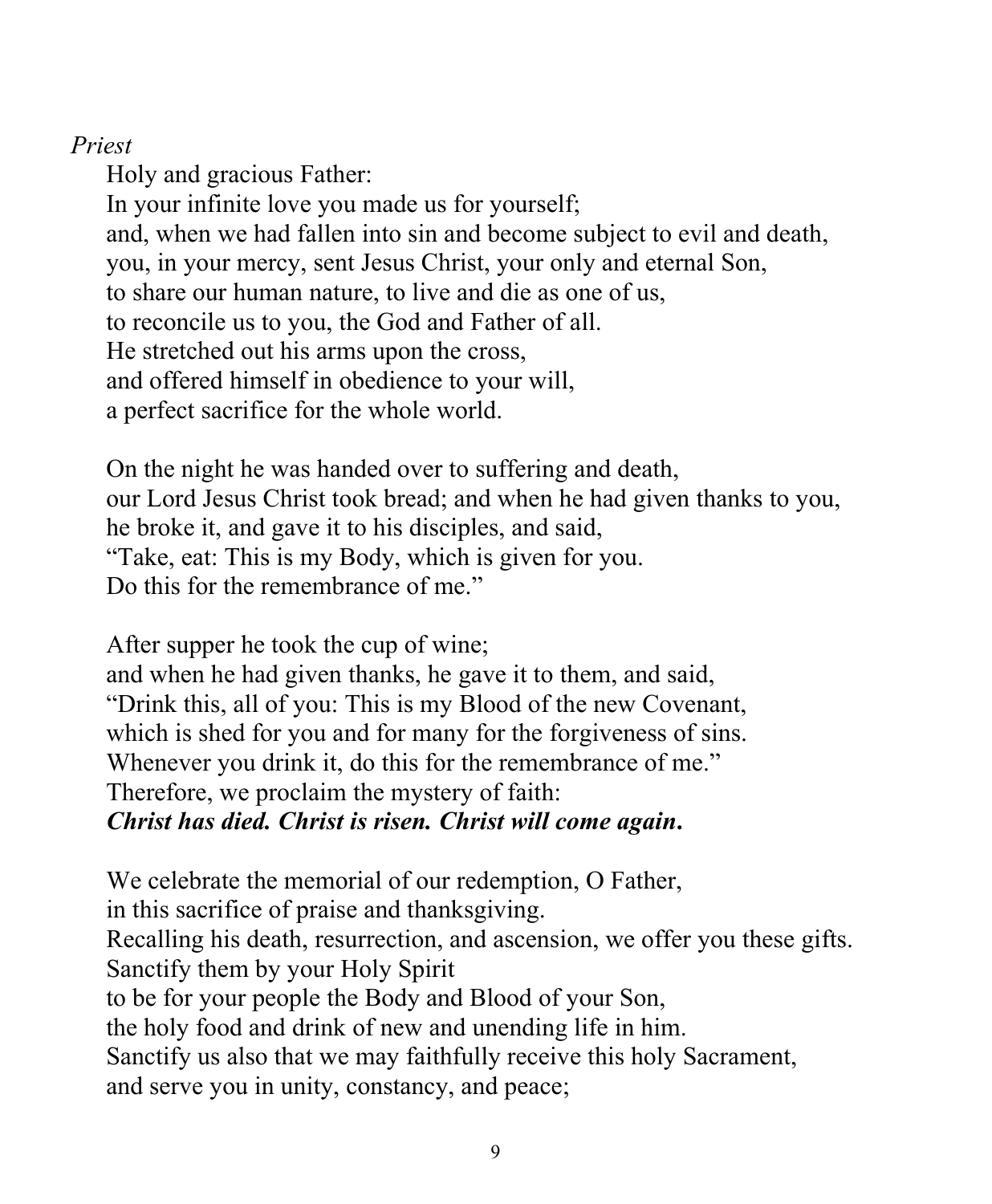*Priest*

Holy and gracious Father:
In your infinite love you made us for yourself;
and, when we had fallen into sin and become subject to evil and death,
you, in your mercy, sent Jesus Christ, your only and eternal Son,
to share our human nature, to live and die as one of us,
to reconcile us to you, the God and Father of all.
He stretched out his arms upon the cross,
and offered himself in obedience to your will,
a perfect sacrifice for the whole world.

On the night he was handed over to suffering and death,
our Lord Jesus Christ took bread; and when he had given thanks to you,
he broke it, and gave it to his disciples, and said,
"Take, eat: This is my Body, which is given for you.
Do this for the remembrance of me."

After supper he took the cup of wine;
and when he had given thanks, he gave it to them, and said,
"Drink this, all of you: This is my Blood of the new Covenant,
which is shed for you and for many for the forgiveness of sins.
Whenever you drink it, do this for the remembrance of me."
Therefore, we proclaim the mystery of faith:
***Christ has died. Christ is risen. Christ will come again.***

We celebrate the memorial of our redemption, O Father,
in this sacrifice of praise and thanksgiving.
Recalling his death, resurrection, and ascension, we offer you these gifts.
Sanctify them by your Holy Spirit
to be for your people the Body and Blood of your Son,
the holy food and drink of new and unending life in him.
Sanctify us also that we may faithfully receive this holy Sacrament,
and serve you in unity, constancy, and peace;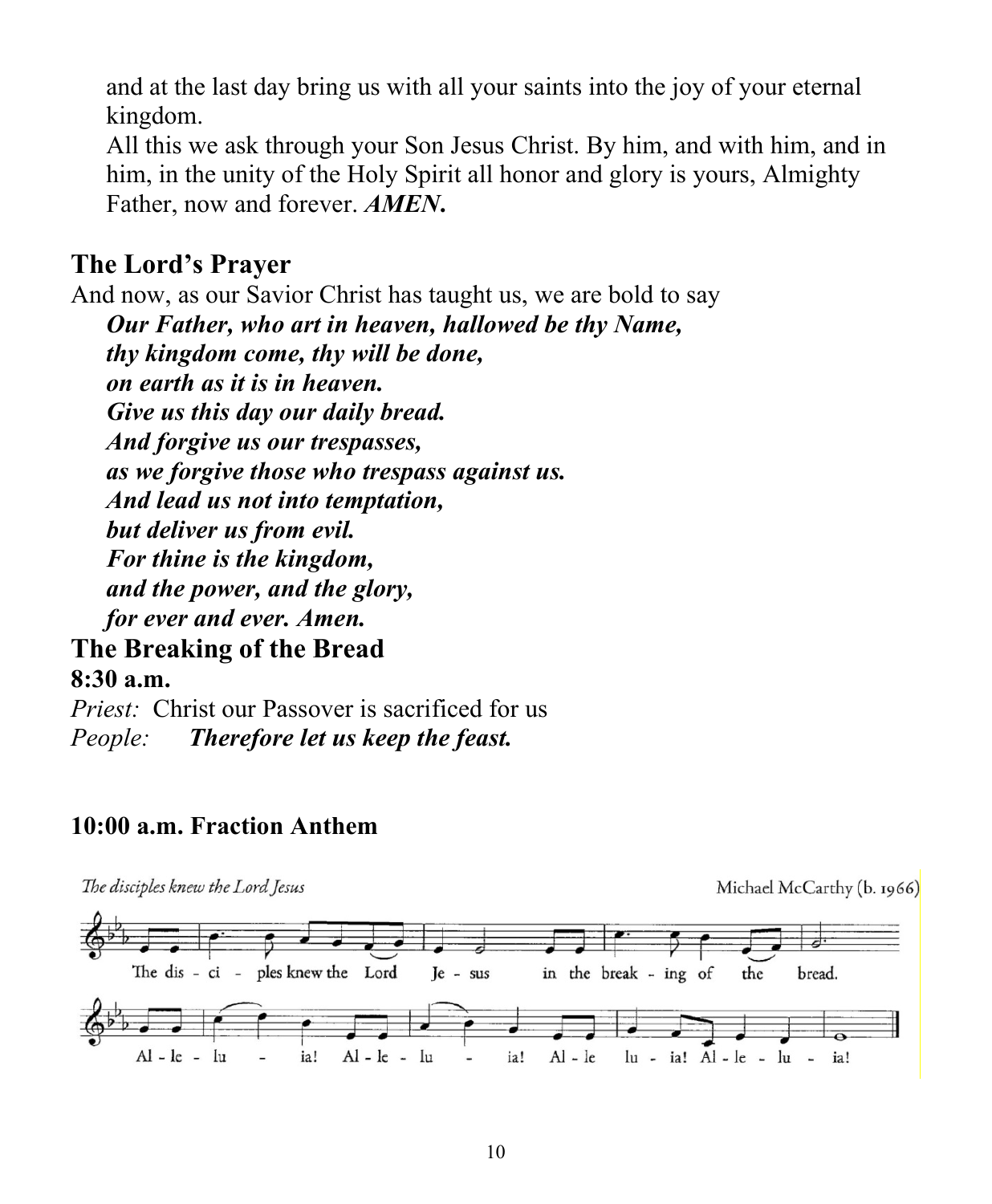and at the last day bring us with all your saints into the joy of your eternal kingdom.

All this we ask through your Son Jesus Christ. By him, and with him, and in him, in the unity of the Holy Spirit all honor and glory is yours, Almighty Father, now and forever. ***AMEN.***

## The Lord's Prayer

And now, as our Savior Christ has taught us, we are bold to say

***Our Father, who art in heaven, hallowed be thy Name,***
***thy kingdom come, thy will be done,***
***on earth as it is in heaven.***
***Give us this day our daily bread.***
***And forgive us our trespasses,***
***as we forgive those who trespass against us.***
***And lead us not into temptation,***
***but deliver us from evil.***
***For thine is the kingdom,***
***and the power, and the glory,***
***for ever and ever. Amen.***

## The Breaking of the Bread

**8:30 a.m.**

*Priest:* Christ our Passover is sacrificed for us
*People:* ***Therefore let us keep the feast.***

**10:00 a.m. Fraction Anthem**

*The disciples knew the Lord Jesus*

Michael McCarthy (b. 1966)

The dis - ci - ples knew the Lord Je - sus in the break - ing of the bread.

Al - le - lu - ia! Al - le - lu - ia! Al - le lu - ia! Al - le - lu - ia!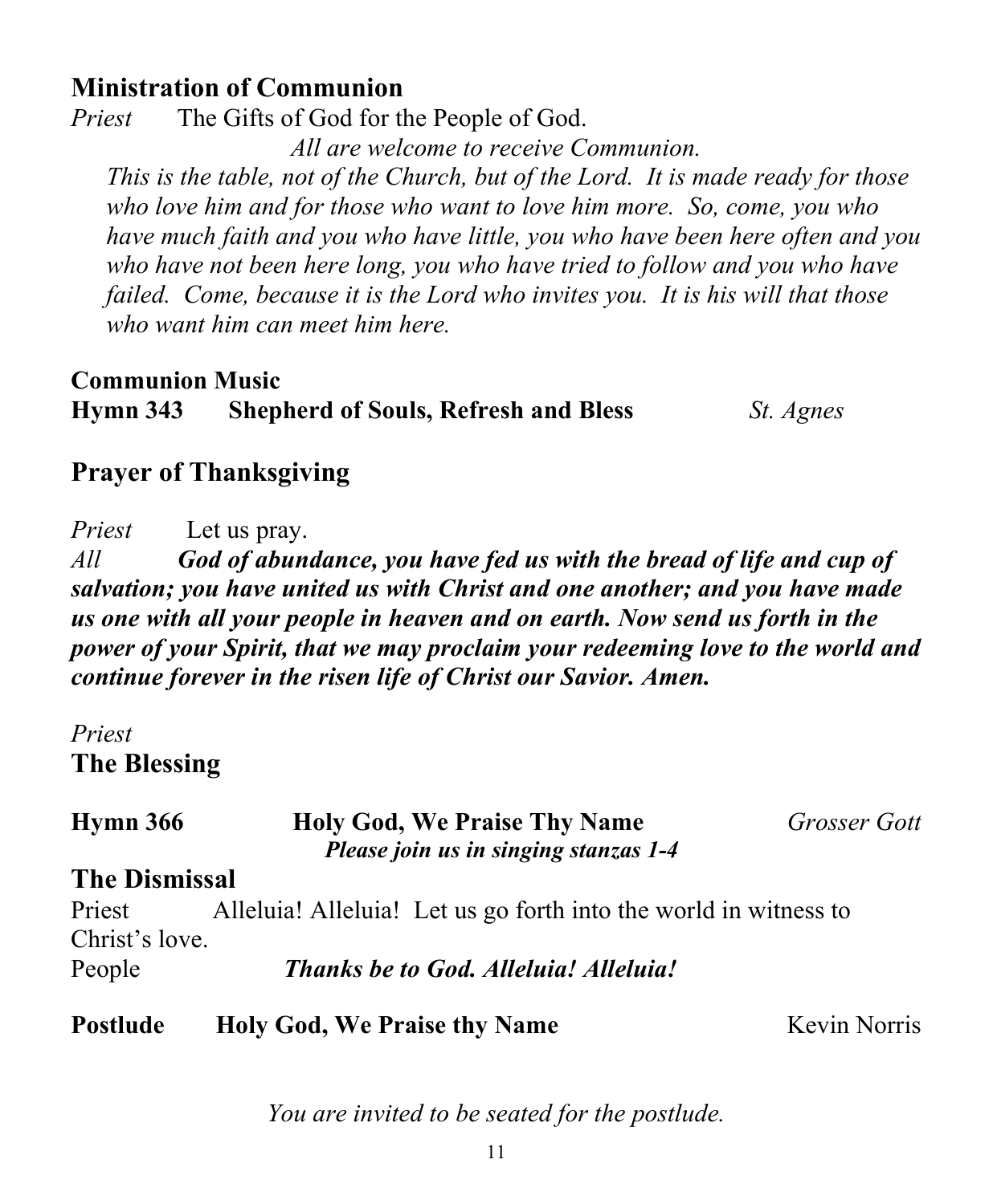## Ministration of Communion

*Priest* The Gifts of God for the People of God.

*All are welcome to receive Communion.*

*This is the table, not of the Church, but of the Lord. It is made ready for those who love him and for those who want to love him more. So, come, you who have much faith and you who have little, you who have been here often and you who have not been here long, you who have tried to follow and you who have failed. Come, because it is the Lord who invites you. It is his will that those who want him can meet him here.*

**Communion Music**

**Hymn 343 Shepherd of Souls, Refresh and Bless** *St. Agnes*

## Prayer of Thanksgiving

*Priest* Let us pray.

*All* ***God of abundance, you have fed us with the bread of life and cup of salvation; you have united us with Christ and one another; and you have made us one with all your people in heaven and on earth. Now send us forth in the power of your Spirit, that we may proclaim your redeeming love to the world and continue forever in the risen life of Christ our Savior. Amen.***

*Priest*

## The Blessing

**Hymn 366 Holy God, We Praise Thy Name** *Grosser Gott*

***Please join us in singing stanzas 1-4***

## The Dismissal

Priest Alleluia! Alleluia! Let us go forth into the world in witness to Christ's love.

People ***Thanks be to God. Alleluia! Alleluia!***

**Postlude Holy God, We Praise thy Name** Kevin Norris

*You are invited to be seated for the postlude.*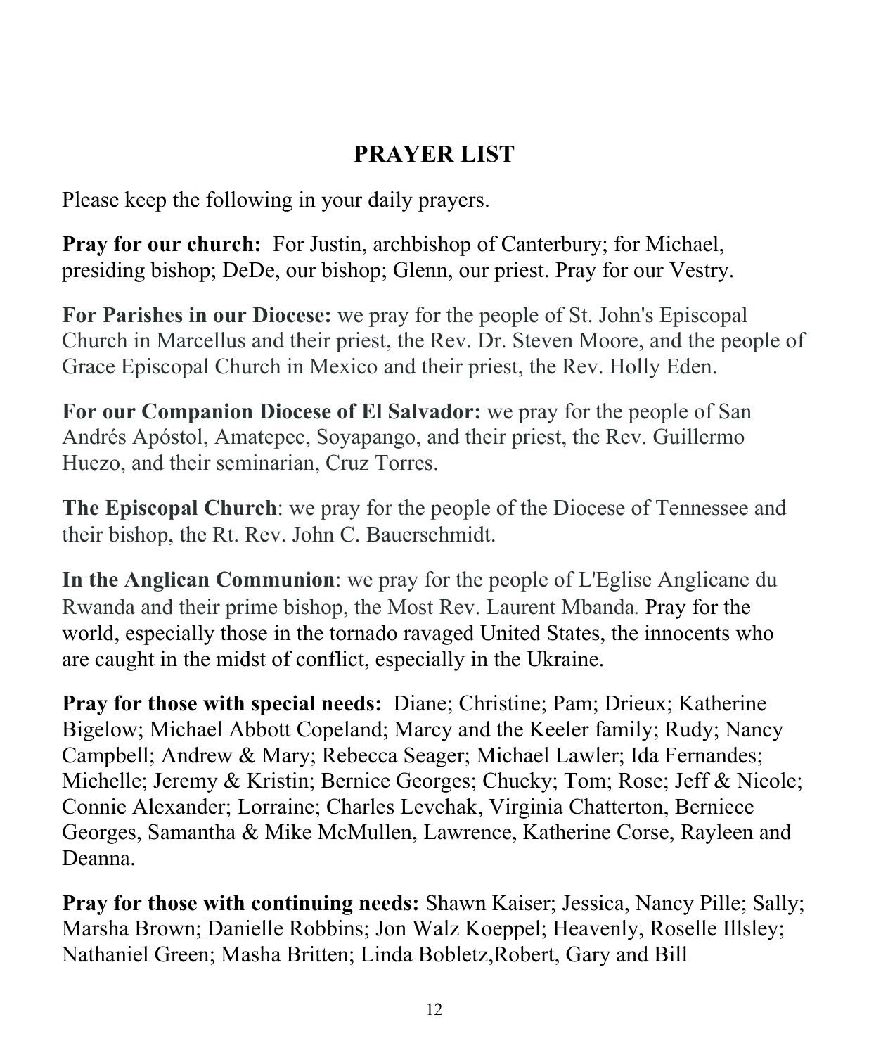# PRAYER LIST

Please keep the following in your daily prayers.

**Pray for our church:** For Justin, archbishop of Canterbury; for Michael, presiding bishop; DeDe, our bishop; Glenn, our priest. Pray for our Vestry.

**For Parishes in our Diocese:** we pray for the people of St. John's Episcopal Church in Marcellus and their priest, the Rev. Dr. Steven Moore, and the people of Grace Episcopal Church in Mexico and their priest, the Rev. Holly Eden.

**For our Companion Diocese of El Salvador:** we pray for the people of San Andrés Apóstol, Amatepec, Soyapango, and their priest, the Rev. Guillermo Huezo, and their seminarian, Cruz Torres.

**The Episcopal Church**: we pray for the people of the Diocese of Tennessee and their bishop, the Rt. Rev. John C. Bauerschmidt.

**In the Anglican Communion**: we pray for the people of L'Eglise Anglicane du Rwanda and their prime bishop, the Most Rev. Laurent Mbanda. Pray for the world, especially those in the tornado ravaged United States, the innocents who are caught in the midst of conflict, especially in the Ukraine.

**Pray for those with special needs:** Diane; Christine; Pam; Drieux; Katherine Bigelow; Michael Abbott Copeland; Marcy and the Keeler family; Rudy; Nancy Campbell; Andrew & Mary; Rebecca Seager; Michael Lawler; Ida Fernandes; Michelle; Jeremy & Kristin; Bernice Georges; Chucky; Tom; Rose; Jeff & Nicole; Connie Alexander; Lorraine; Charles Levchak, Virginia Chatterton, Berniece Georges, Samantha & Mike McMullen, Lawrence, Katherine Corse, Rayleen and Deanna.

**Pray for those with continuing needs:** Shawn Kaiser; Jessica, Nancy Pille; Sally; Marsha Brown; Danielle Robbins; Jon Walz Koeppel; Heavenly, Roselle Illsley; Nathaniel Green; Masha Britten; Linda Bobletz,Robert, Gary and Bill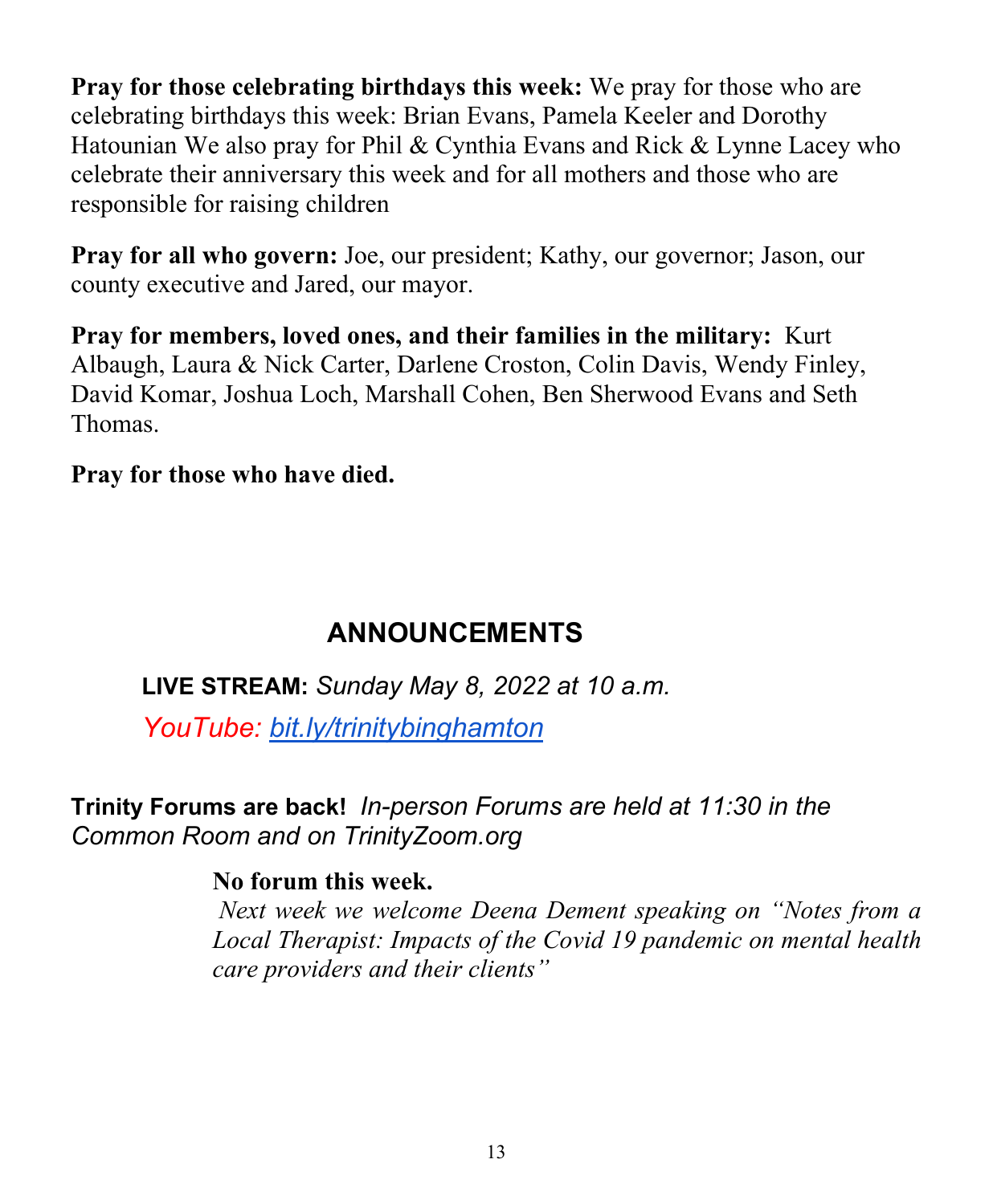**Pray for those celebrating birthdays this week:** We pray for those who are celebrating birthdays this week: Brian Evans, Pamela Keeler and Dorothy Hatounian We also pray for Phil & Cynthia Evans and Rick & Lynne Lacey who celebrate their anniversary this week and for all mothers and those who are responsible for raising children

**Pray for all who govern:** Joe, our president; Kathy, our governor; Jason, our county executive and Jared, our mayor.

**Pray for members, loved ones, and their families in the military:** Kurt Albaugh, Laura & Nick Carter, Darlene Croston, Colin Davis, Wendy Finley, David Komar, Joshua Loch, Marshall Cohen, Ben Sherwood Evans and Seth Thomas.

**Pray for those who have died.**

## ANNOUNCEMENTS

**LIVE STREAM:** *Sunday May 8, 2022 at 10 a.m.*

*YouTube: bit.ly/trinitybinghamton*

**Trinity Forums are back!** *In-person Forums are held at 11:30 in the Common Room and on TrinityZoom.org*

**No forum this week.**

*Next week we welcome Deena Dement speaking on "Notes from a Local Therapist: Impacts of the Covid 19 pandemic on mental health care providers and their clients"*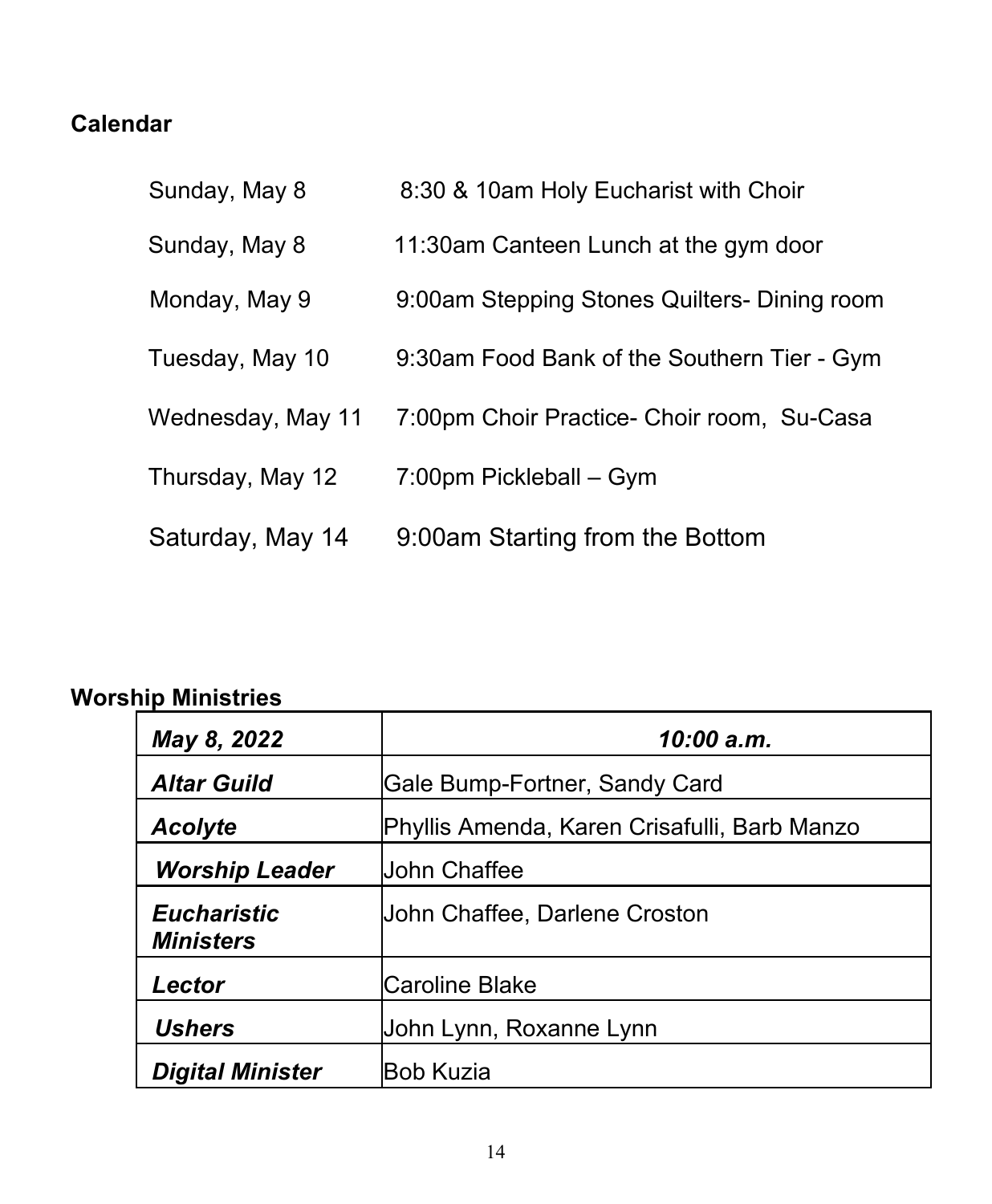## Calendar

| | |
|---|---|
| Sunday, May 8 | 8:30 & 10am Holy Eucharist with Choir |
| Sunday, May 8 | 11:30am Canteen Lunch at the gym door |
| Monday, May 9 | 9:00am Stepping Stones Quilters- Dining room |
| Tuesday, May 10 | 9:30am Food Bank of the Southern Tier - Gym |
| Wednesday, May 11 | 7:00pm Choir Practice- Choir room, Su-Casa |
| Thursday, May 12 | 7:00pm Pickleball – Gym |
| Saturday, May 14 | 9:00am Starting from the Bottom |

## Worship Ministries

| ***May 8, 2022*** | ***10:00 a.m.*** |
|---|---|
| ***Altar Guild*** | Gale Bump-Fortner, Sandy Card |
| ***Acolyte*** | Phyllis Amenda, Karen Crisafulli, Barb Manzo |
| ***Worship Leader*** | John Chaffee |
| ***Eucharistic Ministers*** | John Chaffee, Darlene Croston |
| ***Lector*** | Caroline Blake |
| ***Ushers*** | John Lynn, Roxanne Lynn |
| ***Digital Minister*** | Bob Kuzia |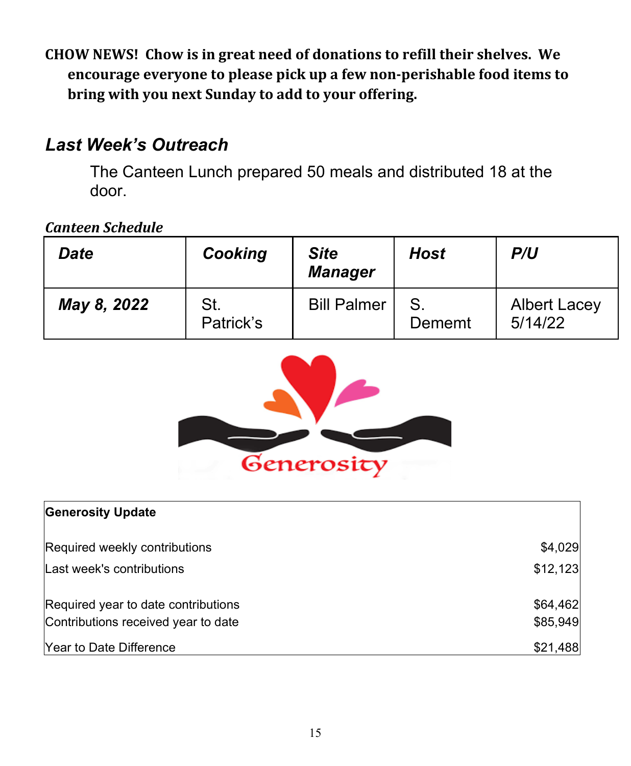**CHOW NEWS! Chow is in great need of donations to refill their shelves. We encourage everyone to please pick up a few non-perishable food items to bring with you next Sunday to add to your offering.**

## *Last Week's Outreach*

The Canteen Lunch prepared 50 meals and distributed 18 at the door.

***Canteen Schedule***

| *Date* | *Cooking* | *Site Manager* | *Host* | *P/U* |
|---|---|---|---|---|
| ***May 8, 2022*** | St. Patrick's | Bill Palmer | S. Dememt | Albert Lacey 5/14/22 |

Generosity

| **Generosity Update** | |
|---|---|
| Required weekly contributions | $4,029 |
| Last week's contributions | $12,123 |
| Required year to date contributions | $64,462 |
| Contributions received year to date | $85,949 |
| Year to Date Difference | $21,488 |